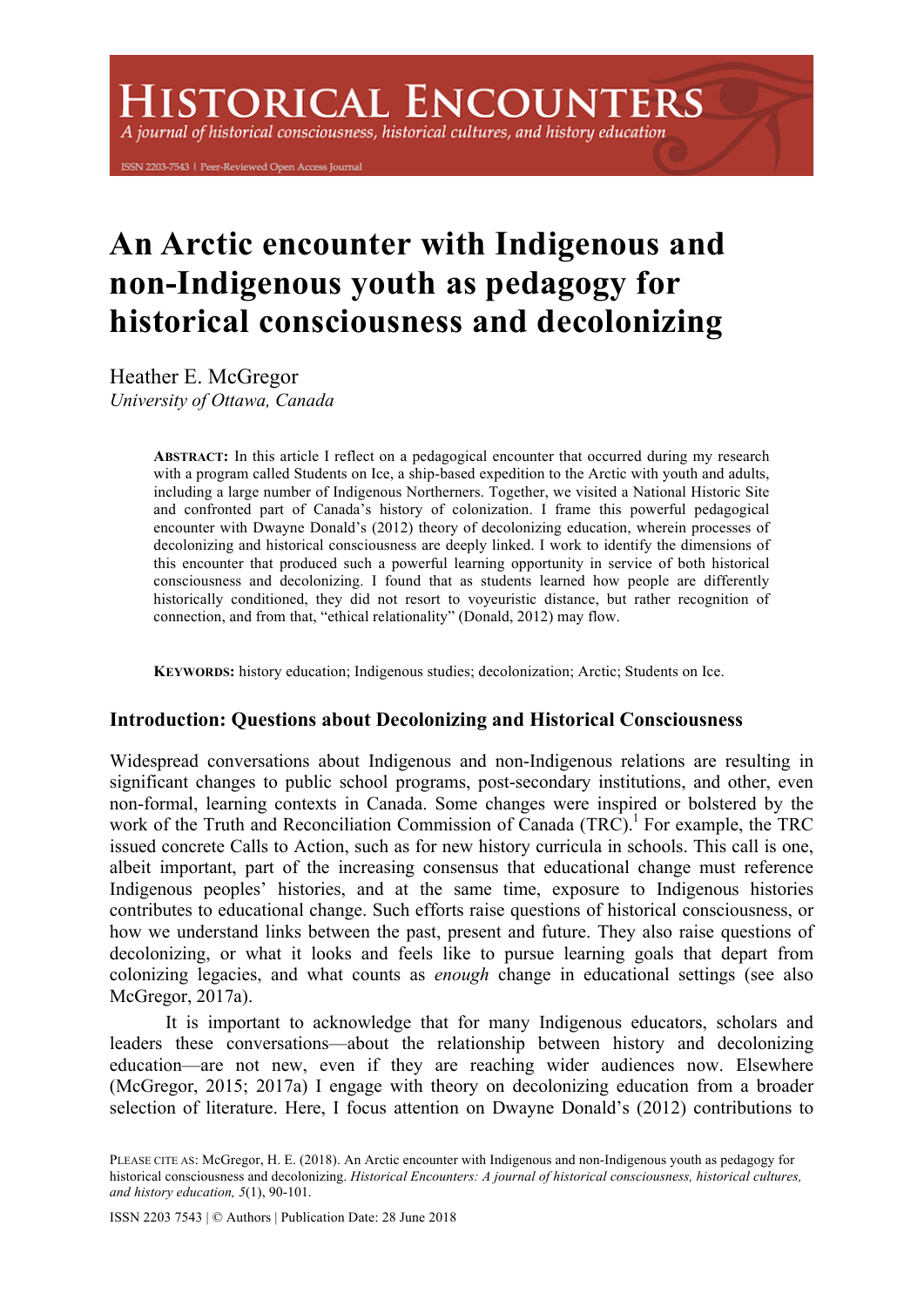# An Arctic encounter with Indigenous and non-Indigenous youth as pedagogy for historical consciousness and decolonizing

Heather E. McGregor
*University of Ottawa, Canada*

**ABSTRACT:** In this article I reflect on a pedagogical encounter that occurred during my research with a program called Students on Ice, a ship-based expedition to the Arctic with youth and adults, including a large number of Indigenous Northerners. Together, we visited a National Historic Site and confronted part of Canada's history of colonization. I frame this powerful pedagogical encounter with Dwayne Donald's (2012) theory of decolonizing education, wherein processes of decolonizing and historical consciousness are deeply linked. I work to identify the dimensions of this encounter that produced such a powerful learning opportunity in service of both historical consciousness and decolonizing. I found that as students learned how people are differently historically conditioned, they did not resort to voyeuristic distance, but rather recognition of connection, and from that, "ethical relationality" (Donald, 2012) may flow.

**KEYWORDS:** history education; Indigenous studies; decolonization; Arctic; Students on Ice.

## Introduction: Questions about Decolonizing and Historical Consciousness

Widespread conversations about Indigenous and non-Indigenous relations are resulting in significant changes to public school programs, post-secondary institutions, and other, even non-formal, learning contexts in Canada. Some changes were inspired or bolstered by the work of the Truth and Reconciliation Commission of Canada (TRC).[1] For example, the TRC issued concrete Calls to Action, such as for new history curricula in schools. This call is one, albeit important, part of the increasing consensus that educational change must reference Indigenous peoples' histories, and at the same time, exposure to Indigenous histories contributes to educational change. Such efforts raise questions of historical consciousness, or how we understand links between the past, present and future. They also raise questions of decolonizing, or what it looks and feels like to pursue learning goals that depart from colonizing legacies, and what counts as *enough* change in educational settings (see also McGregor, 2017a).

It is important to acknowledge that for many Indigenous educators, scholars and leaders these conversations—about the relationship between history and decolonizing education—are not new, even if they are reaching wider audiences now. Elsewhere (McGregor, 2015; 2017a) I engage with theory on decolonizing education from a broader selection of literature. Here, I focus attention on Dwayne Donald's (2012) contributions to

PLEASE CITE AS: McGregor, H. E. (2018). An Arctic encounter with Indigenous and non-Indigenous youth as pedagogy for historical consciousness and decolonizing. *Historical Encounters: A journal of historical consciousness, historical cultures, and history education, 5*(1), 90-101.

ISSN 2203 7543 | © Authors | Publication Date: 28 June 2018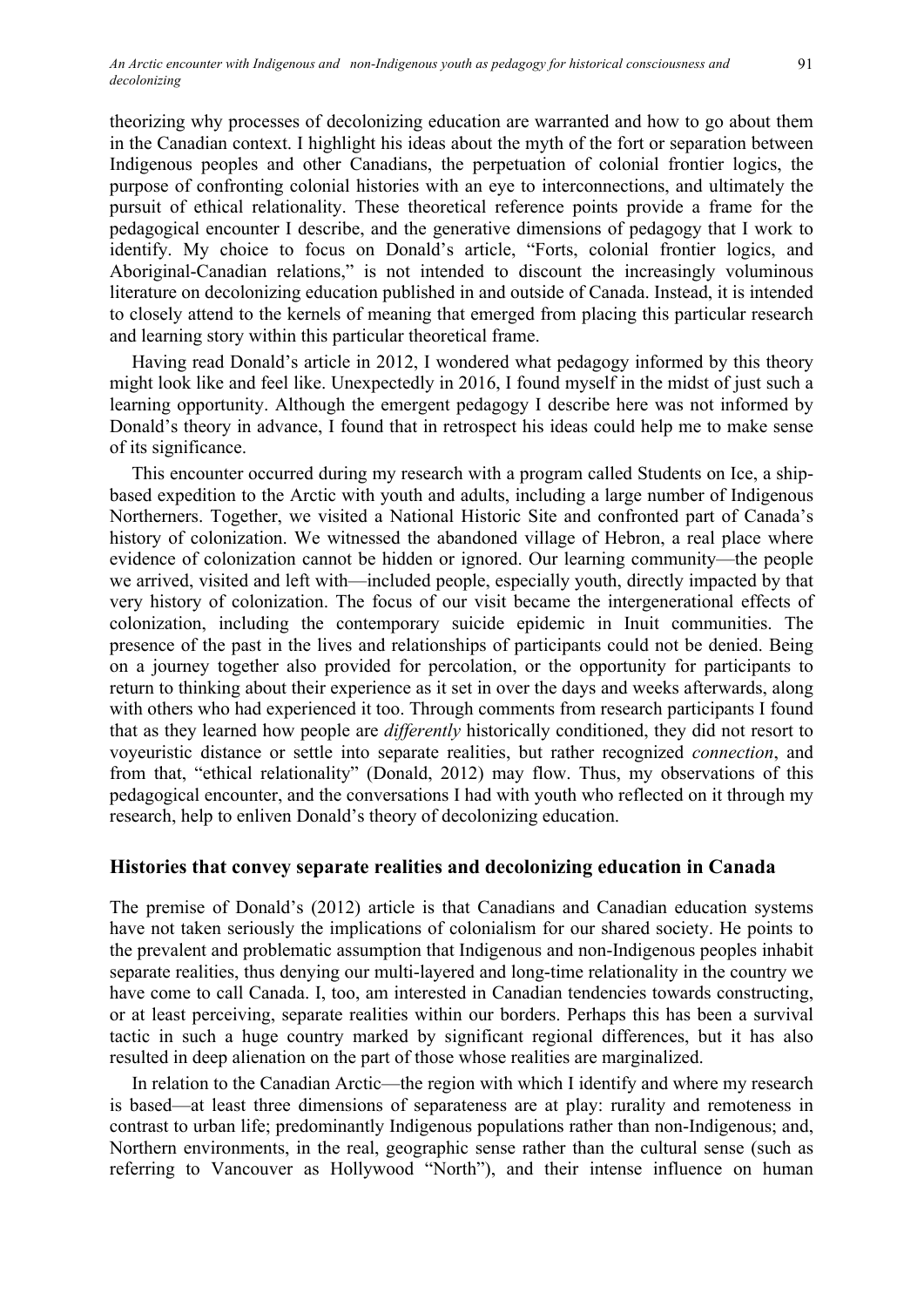theorizing why processes of decolonizing education are warranted and how to go about them in the Canadian context. I highlight his ideas about the myth of the fort or separation between Indigenous peoples and other Canadians, the perpetuation of colonial frontier logics, the purpose of confronting colonial histories with an eye to interconnections, and ultimately the pursuit of ethical relationality. These theoretical reference points provide a frame for the pedagogical encounter I describe, and the generative dimensions of pedagogy that I work to identify. My choice to focus on Donald's article, "Forts, colonial frontier logics, and Aboriginal-Canadian relations," is not intended to discount the increasingly voluminous literature on decolonizing education published in and outside of Canada. Instead, it is intended to closely attend to the kernels of meaning that emerged from placing this particular research and learning story within this particular theoretical frame.

Having read Donald's article in 2012, I wondered what pedagogy informed by this theory might look like and feel like. Unexpectedly in 2016, I found myself in the midst of just such a learning opportunity. Although the emergent pedagogy I describe here was not informed by Donald's theory in advance, I found that in retrospect his ideas could help me to make sense of its significance.

This encounter occurred during my research with a program called Students on Ice, a ship-based expedition to the Arctic with youth and adults, including a large number of Indigenous Northerners. Together, we visited a National Historic Site and confronted part of Canada's history of colonization. We witnessed the abandoned village of Hebron, a real place where evidence of colonization cannot be hidden or ignored. Our learning community—the people we arrived, visited and left with—included people, especially youth, directly impacted by that very history of colonization. The focus of our visit became the intergenerational effects of colonization, including the contemporary suicide epidemic in Inuit communities. The presence of the past in the lives and relationships of participants could not be denied. Being on a journey together also provided for percolation, or the opportunity for participants to return to thinking about their experience as it set in over the days and weeks afterwards, along with others who had experienced it too. Through comments from research participants I found that as they learned how people are *differently* historically conditioned, they did not resort to voyeuristic distance or settle into separate realities, but rather recognized *connection*, and from that, "ethical relationality" (Donald, 2012) may flow. Thus, my observations of this pedagogical encounter, and the conversations I had with youth who reflected on it through my research, help to enliven Donald's theory of decolonizing education.

## Histories that convey separate realities and decolonizing education in Canada

The premise of Donald's (2012) article is that Canadians and Canadian education systems have not taken seriously the implications of colonialism for our shared society. He points to the prevalent and problematic assumption that Indigenous and non-Indigenous peoples inhabit separate realities, thus denying our multi-layered and long-time relationality in the country we have come to call Canada. I, too, am interested in Canadian tendencies towards constructing, or at least perceiving, separate realities within our borders. Perhaps this has been a survival tactic in such a huge country marked by significant regional differences, but it has also resulted in deep alienation on the part of those whose realities are marginalized.

In relation to the Canadian Arctic—the region with which I identify and where my research is based—at least three dimensions of separateness are at play: rurality and remoteness in contrast to urban life; predominantly Indigenous populations rather than non-Indigenous; and, Northern environments, in the real, geographic sense rather than the cultural sense (such as referring to Vancouver as Hollywood "North"), and their intense influence on human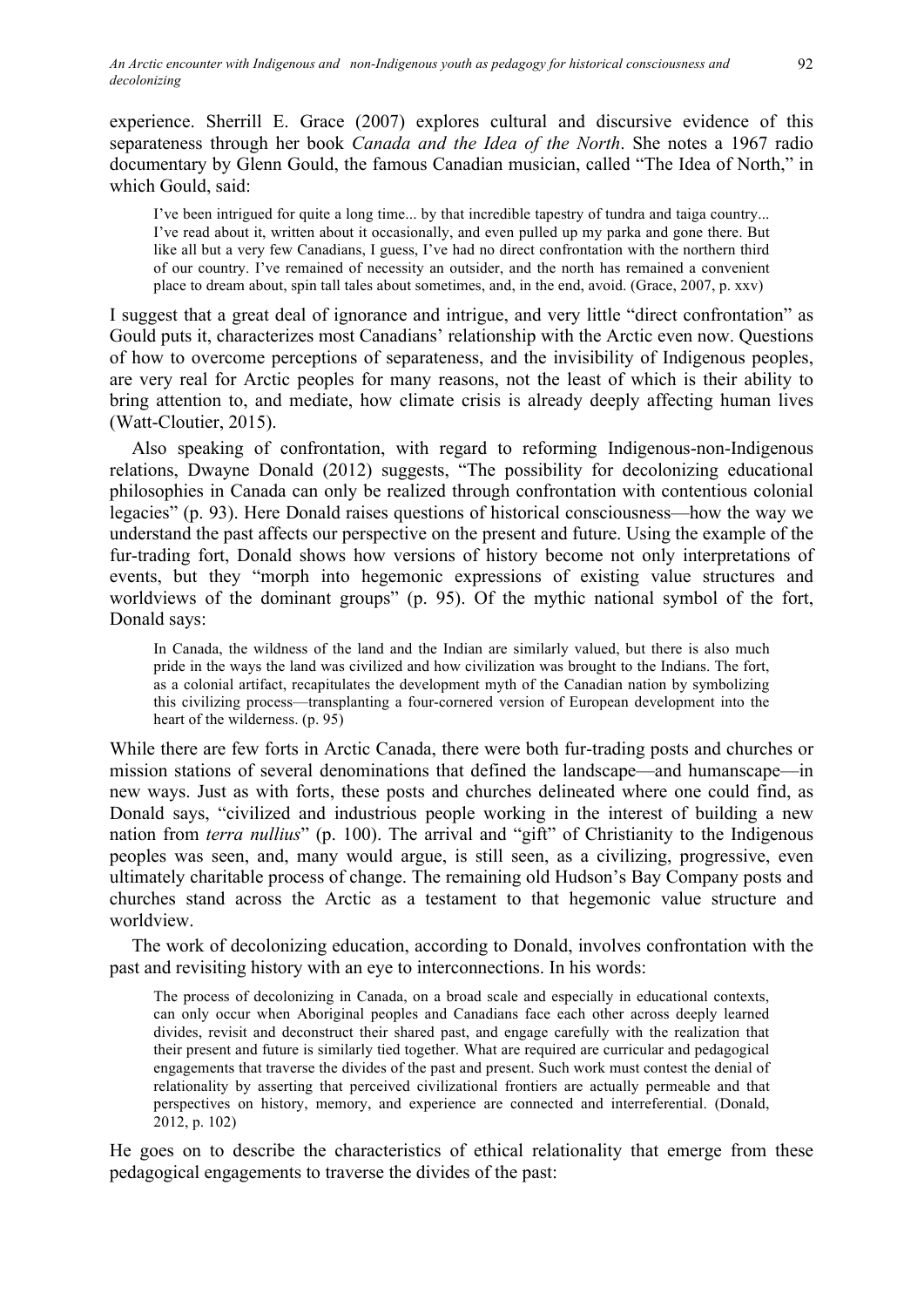experience. Sherrill E. Grace (2007) explores cultural and discursive evidence of this separateness through her book *Canada and the Idea of the North*. She notes a 1967 radio documentary by Glenn Gould, the famous Canadian musician, called "The Idea of North," in which Gould, said:

> I've been intrigued for quite a long time... by that incredible tapestry of tundra and taiga country... I've read about it, written about it occasionally, and even pulled up my parka and gone there. But like all but a very few Canadians, I guess, I've had no direct confrontation with the northern third of our country. I've remained of necessity an outsider, and the north has remained a convenient place to dream about, spin tall tales about sometimes, and, in the end, avoid. (Grace, 2007, p. xxv)

I suggest that a great deal of ignorance and intrigue, and very little "direct confrontation" as Gould puts it, characterizes most Canadians' relationship with the Arctic even now. Questions of how to overcome perceptions of separateness, and the invisibility of Indigenous peoples, are very real for Arctic peoples for many reasons, not the least of which is their ability to bring attention to, and mediate, how climate crisis is already deeply affecting human lives (Watt-Cloutier, 2015).

Also speaking of confrontation, with regard to reforming Indigenous-non-Indigenous relations, Dwayne Donald (2012) suggests, "The possibility for decolonizing educational philosophies in Canada can only be realized through confrontation with contentious colonial legacies" (p. 93). Here Donald raises questions of historical consciousness—how the way we understand the past affects our perspective on the present and future. Using the example of the fur-trading fort, Donald shows how versions of history become not only interpretations of events, but they "morph into hegemonic expressions of existing value structures and worldviews of the dominant groups" (p. 95). Of the mythic national symbol of the fort, Donald says:

> In Canada, the wildness of the land and the Indian are similarly valued, but there is also much pride in the ways the land was civilized and how civilization was brought to the Indians. The fort, as a colonial artifact, recapitulates the development myth of the Canadian nation by symbolizing this civilizing process—transplanting a four-cornered version of European development into the heart of the wilderness. (p. 95)

While there are few forts in Arctic Canada, there were both fur-trading posts and churches or mission stations of several denominations that defined the landscape—and humanscape—in new ways. Just as with forts, these posts and churches delineated where one could find, as Donald says, "civilized and industrious people working in the interest of building a new nation from *terra nullius*" (p. 100). The arrival and "gift" of Christianity to the Indigenous peoples was seen, and, many would argue, is still seen, as a civilizing, progressive, even ultimately charitable process of change. The remaining old Hudson's Bay Company posts and churches stand across the Arctic as a testament to that hegemonic value structure and worldview.

The work of decolonizing education, according to Donald, involves confrontation with the past and revisiting history with an eye to interconnections. In his words:

> The process of decolonizing in Canada, on a broad scale and especially in educational contexts, can only occur when Aboriginal peoples and Canadians face each other across deeply learned divides, revisit and deconstruct their shared past, and engage carefully with the realization that their present and future is similarly tied together. What are required are curricular and pedagogical engagements that traverse the divides of the past and present. Such work must contest the denial of relationality by asserting that perceived civilizational frontiers are actually permeable and that perspectives on history, memory, and experience are connected and interreferential. (Donald, 2012, p. 102)

He goes on to describe the characteristics of ethical relationality that emerge from these pedagogical engagements to traverse the divides of the past: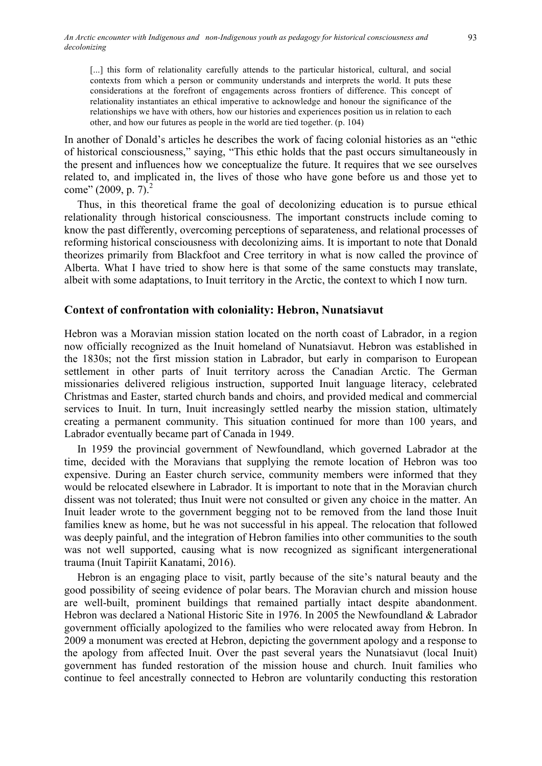> [...] this form of relationality carefully attends to the particular historical, cultural, and social contexts from which a person or community understands and interprets the world. It puts these considerations at the forefront of engagements across frontiers of difference. This concept of relationality instantiates an ethical imperative to acknowledge and honour the significance of the relationships we have with others, how our histories and experiences position us in relation to each other, and how our futures as people in the world are tied together. (p. 104)

In another of Donald's articles he describes the work of facing colonial histories as an "ethic of historical consciousness," saying, "This ethic holds that the past occurs simultaneously in the present and influences how we conceptualize the future. It requires that we see ourselves related to, and implicated in, the lives of those who have gone before us and those yet to come" (2009, p. 7).[2]

Thus, in this theoretical frame the goal of decolonizing education is to pursue ethical relationality through historical consciousness. The important constructs include coming to know the past differently, overcoming perceptions of separateness, and relational processes of reforming historical consciousness with decolonizing aims. It is important to note that Donald theorizes primarily from Blackfoot and Cree territory in what is now called the province of Alberta. What I have tried to show here is that some of the same constucts may translate, albeit with some adaptations, to Inuit territory in the Arctic, the context to which I now turn.

## Context of confrontation with coloniality: Hebron, Nunatsiavut

Hebron was a Moravian mission station located on the north coast of Labrador, in a region now officially recognized as the Inuit homeland of Nunatsiavut. Hebron was established in the 1830s; not the first mission station in Labrador, but early in comparison to European settlement in other parts of Inuit territory across the Canadian Arctic. The German missionaries delivered religious instruction, supported Inuit language literacy, celebrated Christmas and Easter, started church bands and choirs, and provided medical and commercial services to Inuit. In turn, Inuit increasingly settled nearby the mission station, ultimately creating a permanent community. This situation continued for more than 100 years, and Labrador eventually became part of Canada in 1949.

In 1959 the provincial government of Newfoundland, which governed Labrador at the time, decided with the Moravians that supplying the remote location of Hebron was too expensive. During an Easter church service, community members were informed that they would be relocated elsewhere in Labrador. It is important to note that in the Moravian church dissent was not tolerated; thus Inuit were not consulted or given any choice in the matter. An Inuit leader wrote to the government begging not to be removed from the land those Inuit families knew as home, but he was not successful in his appeal. The relocation that followed was deeply painful, and the integration of Hebron families into other communities to the south was not well supported, causing what is now recognized as significant intergenerational trauma (Inuit Tapiriit Kanatami, 2016).

Hebron is an engaging place to visit, partly because of the site's natural beauty and the good possibility of seeing evidence of polar bears. The Moravian church and mission house are well-built, prominent buildings that remained partially intact despite abandonment. Hebron was declared a National Historic Site in 1976. In 2005 the Newfoundland & Labrador government officially apologized to the families who were relocated away from Hebron. In 2009 a monument was erected at Hebron, depicting the government apology and a response to the apology from affected Inuit. Over the past several years the Nunatsiavut (local Inuit) government has funded restoration of the mission house and church. Inuit families who continue to feel ancestrally connected to Hebron are voluntarily conducting this restoration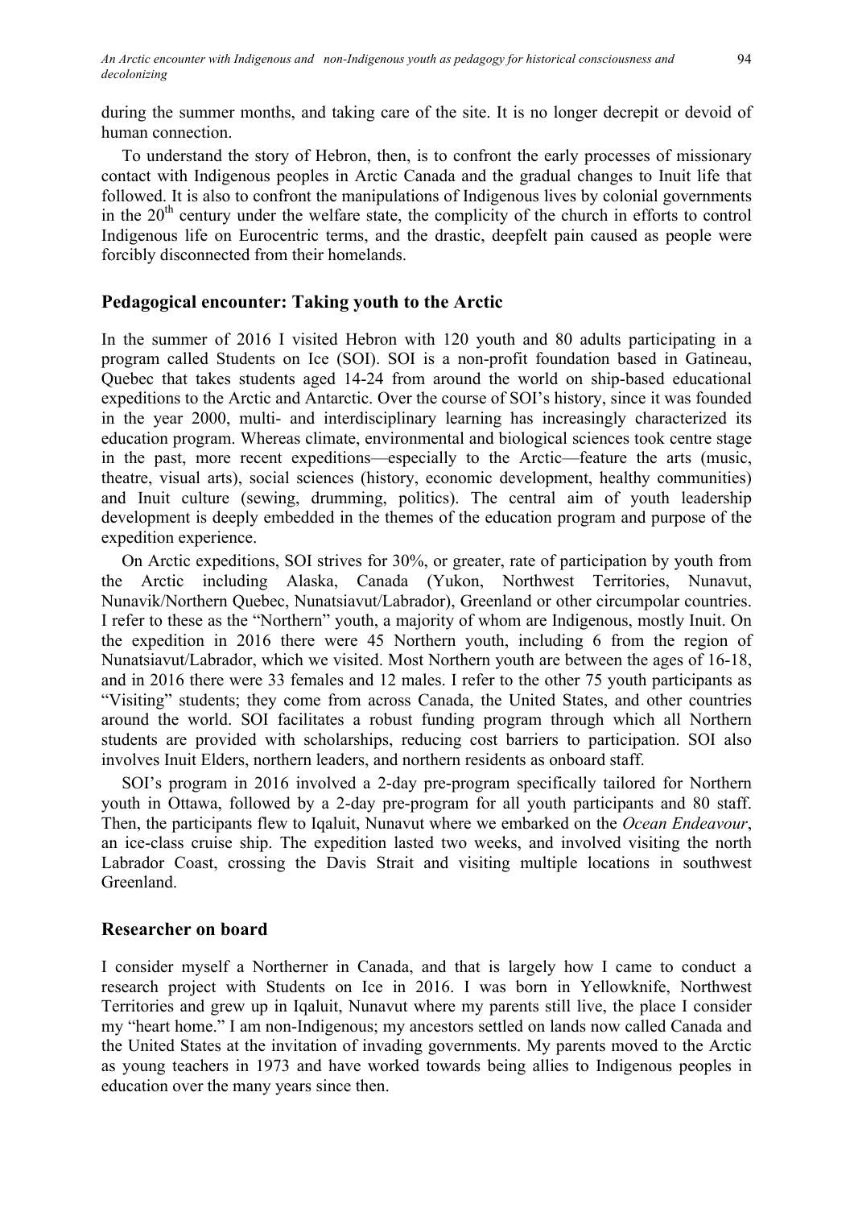during the summer months, and taking care of the site. It is no longer decrepit or devoid of human connection.

To understand the story of Hebron, then, is to confront the early processes of missionary contact with Indigenous peoples in Arctic Canada and the gradual changes to Inuit life that followed. It is also to confront the manipulations of Indigenous lives by colonial governments in the 20th century under the welfare state, the complicity of the church in efforts to control Indigenous life on Eurocentric terms, and the drastic, deepfelt pain caused as people were forcibly disconnected from their homelands.

## Pedagogical encounter: Taking youth to the Arctic

In the summer of 2016 I visited Hebron with 120 youth and 80 adults participating in a program called Students on Ice (SOI). SOI is a non-profit foundation based in Gatineau, Quebec that takes students aged 14-24 from around the world on ship-based educational expeditions to the Arctic and Antarctic. Over the course of SOI's history, since it was founded in the year 2000, multi- and interdisciplinary learning has increasingly characterized its education program. Whereas climate, environmental and biological sciences took centre stage in the past, more recent expeditions—especially to the Arctic—feature the arts (music, theatre, visual arts), social sciences (history, economic development, healthy communities) and Inuit culture (sewing, drumming, politics). The central aim of youth leadership development is deeply embedded in the themes of the education program and purpose of the expedition experience.

On Arctic expeditions, SOI strives for 30%, or greater, rate of participation by youth from the Arctic including Alaska, Canada (Yukon, Northwest Territories, Nunavut, Nunavik/Northern Quebec, Nunatsiavut/Labrador), Greenland or other circumpolar countries. I refer to these as the "Northern" youth, a majority of whom are Indigenous, mostly Inuit. On the expedition in 2016 there were 45 Northern youth, including 6 from the region of Nunatsiavut/Labrador, which we visited. Most Northern youth are between the ages of 16-18, and in 2016 there were 33 females and 12 males. I refer to the other 75 youth participants as "Visiting" students; they come from across Canada, the United States, and other countries around the world. SOI facilitates a robust funding program through which all Northern students are provided with scholarships, reducing cost barriers to participation. SOI also involves Inuit Elders, northern leaders, and northern residents as onboard staff.

SOI's program in 2016 involved a 2-day pre-program specifically tailored for Northern youth in Ottawa, followed by a 2-day pre-program for all youth participants and 80 staff. Then, the participants flew to Iqaluit, Nunavut where we embarked on the *Ocean Endeavour*, an ice-class cruise ship. The expedition lasted two weeks, and involved visiting the north Labrador Coast, crossing the Davis Strait and visiting multiple locations in southwest Greenland.

## Researcher on board

I consider myself a Northerner in Canada, and that is largely how I came to conduct a research project with Students on Ice in 2016. I was born in Yellowknife, Northwest Territories and grew up in Iqaluit, Nunavut where my parents still live, the place I consider my "heart home." I am non-Indigenous; my ancestors settled on lands now called Canada and the United States at the invitation of invading governments. My parents moved to the Arctic as young teachers in 1973 and have worked towards being allies to Indigenous peoples in education over the many years since then.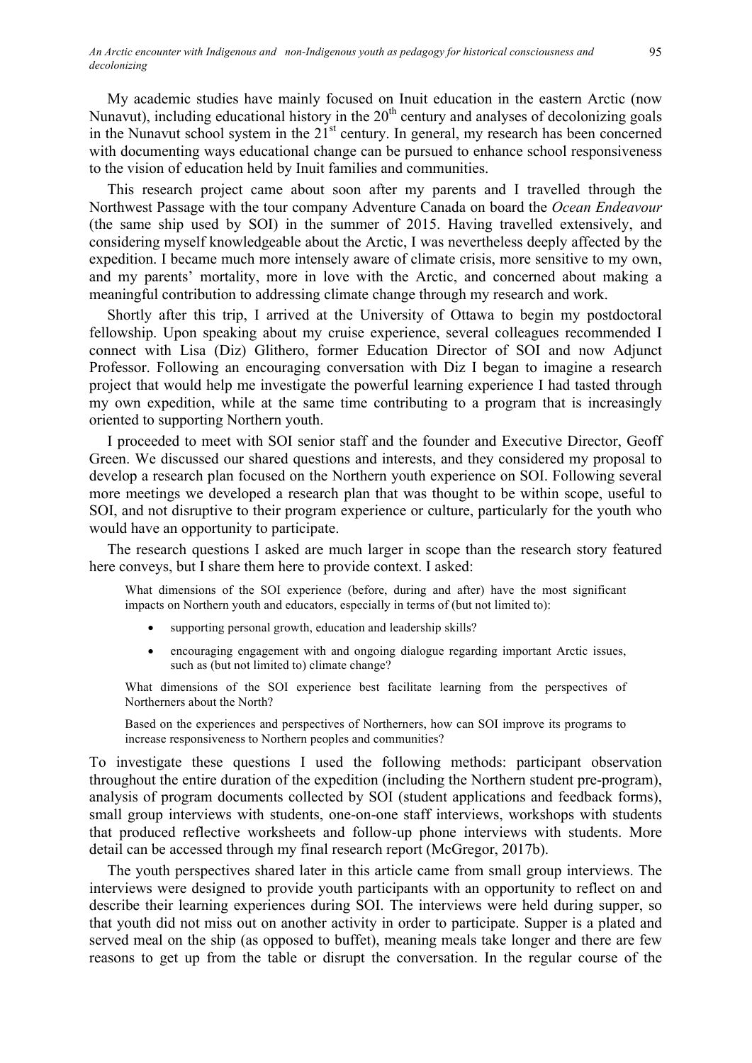My academic studies have mainly focused on Inuit education in the eastern Arctic (now Nunavut), including educational history in the 20th century and analyses of decolonizing goals in the Nunavut school system in the 21st century. In general, my research has been concerned with documenting ways educational change can be pursued to enhance school responsiveness to the vision of education held by Inuit families and communities.

This research project came about soon after my parents and I travelled through the Northwest Passage with the tour company Adventure Canada on board the *Ocean Endeavour* (the same ship used by SOI) in the summer of 2015. Having travelled extensively, and considering myself knowledgeable about the Arctic, I was nevertheless deeply affected by the expedition. I became much more intensely aware of climate crisis, more sensitive to my own, and my parents' mortality, more in love with the Arctic, and concerned about making a meaningful contribution to addressing climate change through my research and work.

Shortly after this trip, I arrived at the University of Ottawa to begin my postdoctoral fellowship. Upon speaking about my cruise experience, several colleagues recommended I connect with Lisa (Diz) Glithero, former Education Director of SOI and now Adjunct Professor. Following an encouraging conversation with Diz I began to imagine a research project that would help me investigate the powerful learning experience I had tasted through my own expedition, while at the same time contributing to a program that is increasingly oriented to supporting Northern youth.

I proceeded to meet with SOI senior staff and the founder and Executive Director, Geoff Green. We discussed our shared questions and interests, and they considered my proposal to develop a research plan focused on the Northern youth experience on SOI. Following several more meetings we developed a research plan that was thought to be within scope, useful to SOI, and not disruptive to their program experience or culture, particularly for the youth who would have an opportunity to participate.

The research questions I asked are much larger in scope than the research story featured here conveys, but I share them here to provide context. I asked:

> What dimensions of the SOI experience (before, during and after) have the most significant impacts on Northern youth and educators, especially in terms of (but not limited to):
>
> - supporting personal growth, education and leadership skills?
> - encouraging engagement with and ongoing dialogue regarding important Arctic issues, such as (but not limited to) climate change?
>
> What dimensions of the SOI experience best facilitate learning from the perspectives of Northerners about the North?
>
> Based on the experiences and perspectives of Northerners, how can SOI improve its programs to increase responsiveness to Northern peoples and communities?

To investigate these questions I used the following methods: participant observation throughout the entire duration of the expedition (including the Northern student pre-program), analysis of program documents collected by SOI (student applications and feedback forms), small group interviews with students, one-on-one staff interviews, workshops with students that produced reflective worksheets and follow-up phone interviews with students. More detail can be accessed through my final research report (McGregor, 2017b).

The youth perspectives shared later in this article came from small group interviews. The interviews were designed to provide youth participants with an opportunity to reflect on and describe their learning experiences during SOI. The interviews were held during supper, so that youth did not miss out on another activity in order to participate. Supper is a plated and served meal on the ship (as opposed to buffet), meaning meals take longer and there are few reasons to get up from the table or disrupt the conversation. In the regular course of the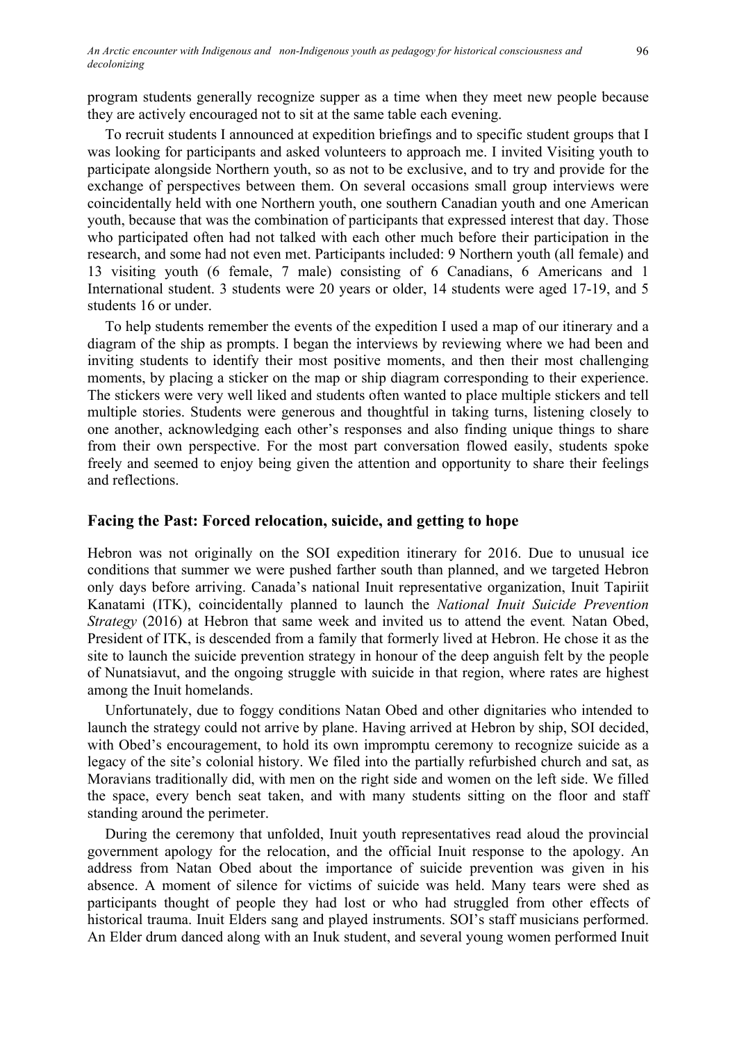program students generally recognize supper as a time when they meet new people because they are actively encouraged not to sit at the same table each evening.

To recruit students I announced at expedition briefings and to specific student groups that I was looking for participants and asked volunteers to approach me. I invited Visiting youth to participate alongside Northern youth, so as not to be exclusive, and to try and provide for the exchange of perspectives between them. On several occasions small group interviews were coincidentally held with one Northern youth, one southern Canadian youth and one American youth, because that was the combination of participants that expressed interest that day. Those who participated often had not talked with each other much before their participation in the research, and some had not even met. Participants included: 9 Northern youth (all female) and 13 visiting youth (6 female, 7 male) consisting of 6 Canadians, 6 Americans and 1 International student. 3 students were 20 years or older, 14 students were aged 17-19, and 5 students 16 or under.

To help students remember the events of the expedition I used a map of our itinerary and a diagram of the ship as prompts. I began the interviews by reviewing where we had been and inviting students to identify their most positive moments, and then their most challenging moments, by placing a sticker on the map or ship diagram corresponding to their experience. The stickers were very well liked and students often wanted to place multiple stickers and tell multiple stories. Students were generous and thoughtful in taking turns, listening closely to one another, acknowledging each other's responses and also finding unique things to share from their own perspective. For the most part conversation flowed easily, students spoke freely and seemed to enjoy being given the attention and opportunity to share their feelings and reflections.

## Facing the Past: Forced relocation, suicide, and getting to hope

Hebron was not originally on the SOI expedition itinerary for 2016. Due to unusual ice conditions that summer we were pushed farther south than planned, and we targeted Hebron only days before arriving. Canada's national Inuit representative organization, Inuit Tapiriit Kanatami (ITK), coincidentally planned to launch the *National Inuit Suicide Prevention Strategy* (2016) at Hebron that same week and invited us to attend the event*.* Natan Obed, President of ITK, is descended from a family that formerly lived at Hebron. He chose it as the site to launch the suicide prevention strategy in honour of the deep anguish felt by the people of Nunatsiavut, and the ongoing struggle with suicide in that region, where rates are highest among the Inuit homelands.

Unfortunately, due to foggy conditions Natan Obed and other dignitaries who intended to launch the strategy could not arrive by plane. Having arrived at Hebron by ship, SOI decided, with Obed's encouragement, to hold its own impromptu ceremony to recognize suicide as a legacy of the site's colonial history. We filed into the partially refurbished church and sat, as Moravians traditionally did, with men on the right side and women on the left side. We filled the space, every bench seat taken, and with many students sitting on the floor and staff standing around the perimeter.

During the ceremony that unfolded, Inuit youth representatives read aloud the provincial government apology for the relocation, and the official Inuit response to the apology. An address from Natan Obed about the importance of suicide prevention was given in his absence. A moment of silence for victims of suicide was held. Many tears were shed as participants thought of people they had lost or who had struggled from other effects of historical trauma. Inuit Elders sang and played instruments. SOI's staff musicians performed. An Elder drum danced along with an Inuk student, and several young women performed Inuit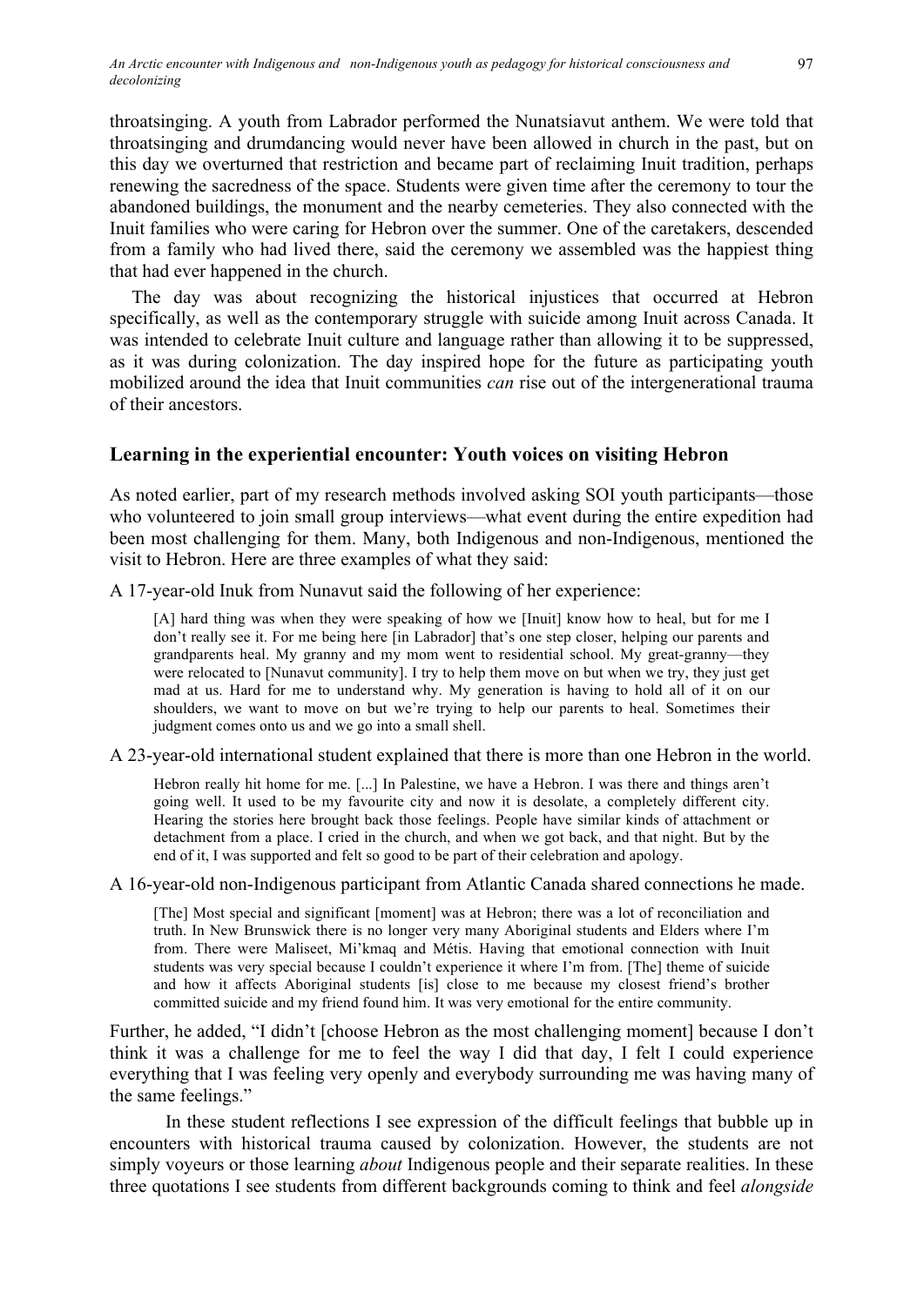throatsinging. A youth from Labrador performed the Nunatsiavut anthem. We were told that throatsinging and drumdancing would never have been allowed in church in the past, but on this day we overturned that restriction and became part of reclaiming Inuit tradition, perhaps renewing the sacredness of the space. Students were given time after the ceremony to tour the abandoned buildings, the monument and the nearby cemeteries. They also connected with the Inuit families who were caring for Hebron over the summer. One of the caretakers, descended from a family who had lived there, said the ceremony we assembled was the happiest thing that had ever happened in the church.

The day was about recognizing the historical injustices that occurred at Hebron specifically, as well as the contemporary struggle with suicide among Inuit across Canada. It was intended to celebrate Inuit culture and language rather than allowing it to be suppressed, as it was during colonization. The day inspired hope for the future as participating youth mobilized around the idea that Inuit communities *can* rise out of the intergenerational trauma of their ancestors.

## Learning in the experiential encounter: Youth voices on visiting Hebron

As noted earlier, part of my research methods involved asking SOI youth participants—those who volunteered to join small group interviews—what event during the entire expedition had been most challenging for them. Many, both Indigenous and non-Indigenous, mentioned the visit to Hebron. Here are three examples of what they said:

A 17-year-old Inuk from Nunavut said the following of her experience:

> [A] hard thing was when they were speaking of how we [Inuit] know how to heal, but for me I don't really see it. For me being here [in Labrador] that's one step closer, helping our parents and grandparents heal. My granny and my mom went to residential school. My great-granny—they were relocated to [Nunavut community]. I try to help them move on but when we try, they just get mad at us. Hard for me to understand why. My generation is having to hold all of it on our shoulders, we want to move on but we're trying to help our parents to heal. Sometimes their judgment comes onto us and we go into a small shell.

A 23-year-old international student explained that there is more than one Hebron in the world.

> Hebron really hit home for me. [...] In Palestine, we have a Hebron. I was there and things aren't going well. It used to be my favourite city and now it is desolate, a completely different city. Hearing the stories here brought back those feelings. People have similar kinds of attachment or detachment from a place. I cried in the church, and when we got back, and that night. But by the end of it, I was supported and felt so good to be part of their celebration and apology.

A 16-year-old non-Indigenous participant from Atlantic Canada shared connections he made.

> [The] Most special and significant [moment] was at Hebron; there was a lot of reconciliation and truth. In New Brunswick there is no longer very many Aboriginal students and Elders where I'm from. There were Maliseet, Mi'kmaq and Métis. Having that emotional connection with Inuit students was very special because I couldn't experience it where I'm from. [The] theme of suicide and how it affects Aboriginal students [is] close to me because my closest friend's brother committed suicide and my friend found him. It was very emotional for the entire community.

Further, he added, "I didn't [choose Hebron as the most challenging moment] because I don't think it was a challenge for me to feel the way I did that day, I felt I could experience everything that I was feeling very openly and everybody surrounding me was having many of the same feelings."

In these student reflections I see expression of the difficult feelings that bubble up in encounters with historical trauma caused by colonization. However, the students are not simply voyeurs or those learning *about* Indigenous people and their separate realities. In these three quotations I see students from different backgrounds coming to think and feel *alongside*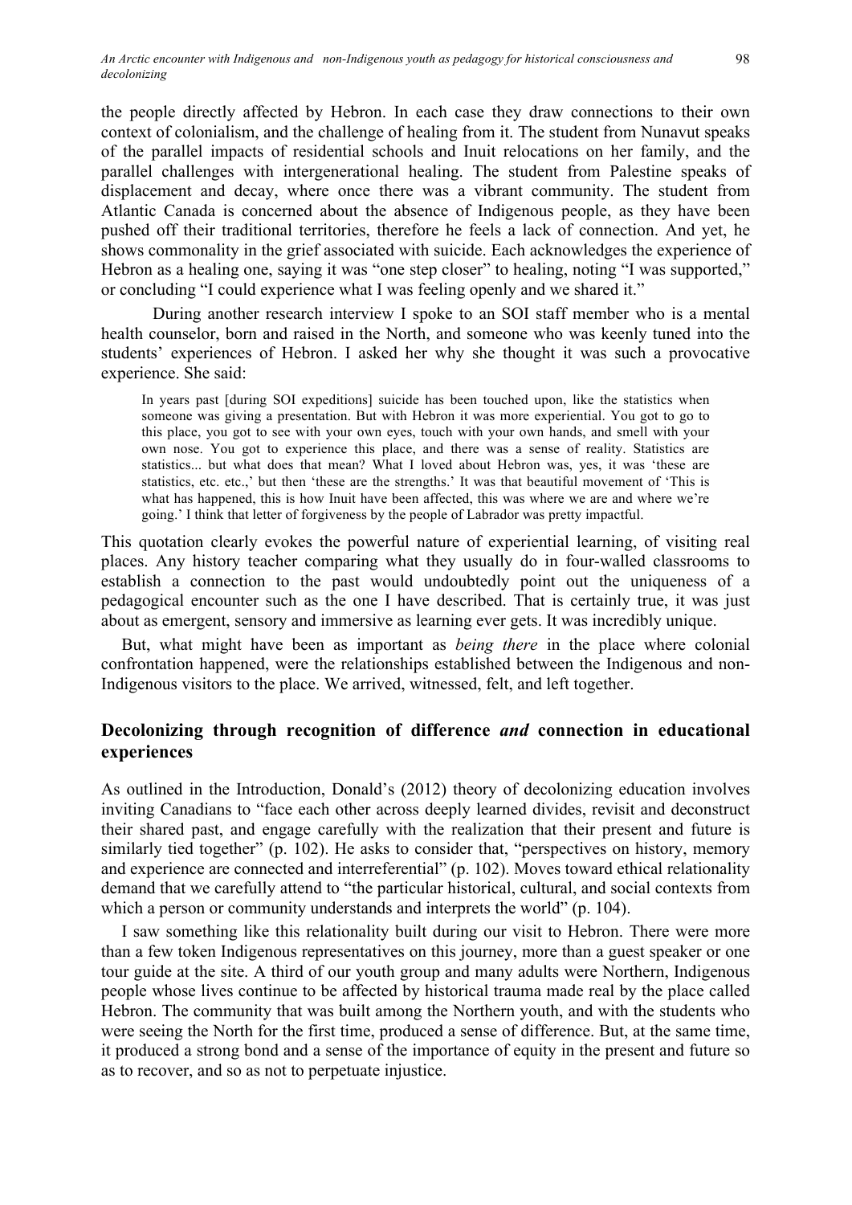the people directly affected by Hebron. In each case they draw connections to their own context of colonialism, and the challenge of healing from it. The student from Nunavut speaks of the parallel impacts of residential schools and Inuit relocations on her family, and the parallel challenges with intergenerational healing. The student from Palestine speaks of displacement and decay, where once there was a vibrant community. The student from Atlantic Canada is concerned about the absence of Indigenous people, as they have been pushed off their traditional territories, therefore he feels a lack of connection. And yet, he shows commonality in the grief associated with suicide. Each acknowledges the experience of Hebron as a healing one, saying it was "one step closer" to healing, noting "I was supported," or concluding "I could experience what I was feeling openly and we shared it."

During another research interview I spoke to an SOI staff member who is a mental health counselor, born and raised in the North, and someone who was keenly tuned into the students' experiences of Hebron. I asked her why she thought it was such a provocative experience. She said:

> In years past [during SOI expeditions] suicide has been touched upon, like the statistics when someone was giving a presentation. But with Hebron it was more experiential. You got to go to this place, you got to see with your own eyes, touch with your own hands, and smell with your own nose. You got to experience this place, and there was a sense of reality. Statistics are statistics... but what does that mean? What I loved about Hebron was, yes, it was 'these are statistics, etc. etc.,' but then 'these are the strengths.' It was that beautiful movement of 'This is what has happened, this is how Inuit have been affected, this was where we are and where we're going.' I think that letter of forgiveness by the people of Labrador was pretty impactful.

This quotation clearly evokes the powerful nature of experiential learning, of visiting real places. Any history teacher comparing what they usually do in four-walled classrooms to establish a connection to the past would undoubtedly point out the uniqueness of a pedagogical encounter such as the one I have described. That is certainly true, it was just about as emergent, sensory and immersive as learning ever gets. It was incredibly unique.

But, what might have been as important as *being there* in the place where colonial confrontation happened, were the relationships established between the Indigenous and non-Indigenous visitors to the place. We arrived, witnessed, felt, and left together.

## Decolonizing through recognition of difference *and* connection in educational experiences

As outlined in the Introduction, Donald's (2012) theory of decolonizing education involves inviting Canadians to "face each other across deeply learned divides, revisit and deconstruct their shared past, and engage carefully with the realization that their present and future is similarly tied together" (p. 102). He asks to consider that, "perspectives on history, memory and experience are connected and interreferential" (p. 102). Moves toward ethical relationality demand that we carefully attend to "the particular historical, cultural, and social contexts from which a person or community understands and interprets the world" (p. 104).

I saw something like this relationality built during our visit to Hebron. There were more than a few token Indigenous representatives on this journey, more than a guest speaker or one tour guide at the site. A third of our youth group and many adults were Northern, Indigenous people whose lives continue to be affected by historical trauma made real by the place called Hebron. The community that was built among the Northern youth, and with the students who were seeing the North for the first time, produced a sense of difference. But, at the same time, it produced a strong bond and a sense of the importance of equity in the present and future so as to recover, and so as not to perpetuate injustice.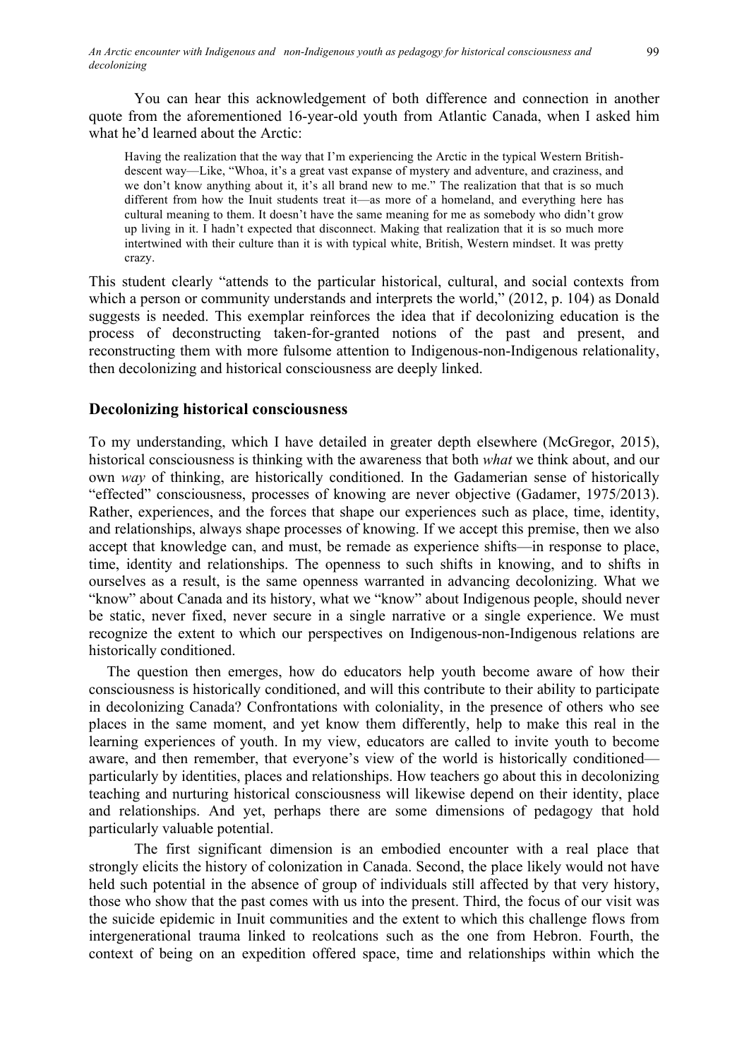You can hear this acknowledgement of both difference and connection in another quote from the aforementioned 16-year-old youth from Atlantic Canada, when I asked him what he'd learned about the Arctic:

> Having the realization that the way that I'm experiencing the Arctic in the typical Western British-descent way—Like, "Whoa, it's a great vast expanse of mystery and adventure, and craziness, and we don't know anything about it, it's all brand new to me." The realization that that is so much different from how the Inuit students treat it—as more of a homeland, and everything here has cultural meaning to them. It doesn't have the same meaning for me as somebody who didn't grow up living in it. I hadn't expected that disconnect. Making that realization that it is so much more intertwined with their culture than it is with typical white, British, Western mindset. It was pretty crazy.

This student clearly "attends to the particular historical, cultural, and social contexts from which a person or community understands and interprets the world," (2012, p. 104) as Donald suggests is needed. This exemplar reinforces the idea that if decolonizing education is the process of deconstructing taken-for-granted notions of the past and present, and reconstructing them with more fulsome attention to Indigenous-non-Indigenous relationality, then decolonizing and historical consciousness are deeply linked.

## Decolonizing historical consciousness

To my understanding, which I have detailed in greater depth elsewhere (McGregor, 2015), historical consciousness is thinking with the awareness that both *what* we think about, and our own *way* of thinking, are historically conditioned. In the Gadamerian sense of historically "effected" consciousness, processes of knowing are never objective (Gadamer, 1975/2013). Rather, experiences, and the forces that shape our experiences such as place, time, identity, and relationships, always shape processes of knowing. If we accept this premise, then we also accept that knowledge can, and must, be remade as experience shifts—in response to place, time, identity and relationships. The openness to such shifts in knowing, and to shifts in ourselves as a result, is the same openness warranted in advancing decolonizing. What we "know" about Canada and its history, what we "know" about Indigenous people, should never be static, never fixed, never secure in a single narrative or a single experience. We must recognize the extent to which our perspectives on Indigenous-non-Indigenous relations are historically conditioned.

The question then emerges, how do educators help youth become aware of how their consciousness is historically conditioned, and will this contribute to their ability to participate in decolonizing Canada? Confrontations with coloniality, in the presence of others who see places in the same moment, and yet know them differently, help to make this real in the learning experiences of youth. In my view, educators are called to invite youth to become aware, and then remember, that everyone's view of the world is historically conditioned—particularly by identities, places and relationships. How teachers go about this in decolonizing teaching and nurturing historical consciousness will likewise depend on their identity, place and relationships. And yet, perhaps there are some dimensions of pedagogy that hold particularly valuable potential.

The first significant dimension is an embodied encounter with a real place that strongly elicits the history of colonization in Canada. Second, the place likely would not have held such potential in the absence of group of individuals still affected by that very history, those who show that the past comes with us into the present. Third, the focus of our visit was the suicide epidemic in Inuit communities and the extent to which this challenge flows from intergenerational trauma linked to reolcations such as the one from Hebron. Fourth, the context of being on an expedition offered space, time and relationships within which the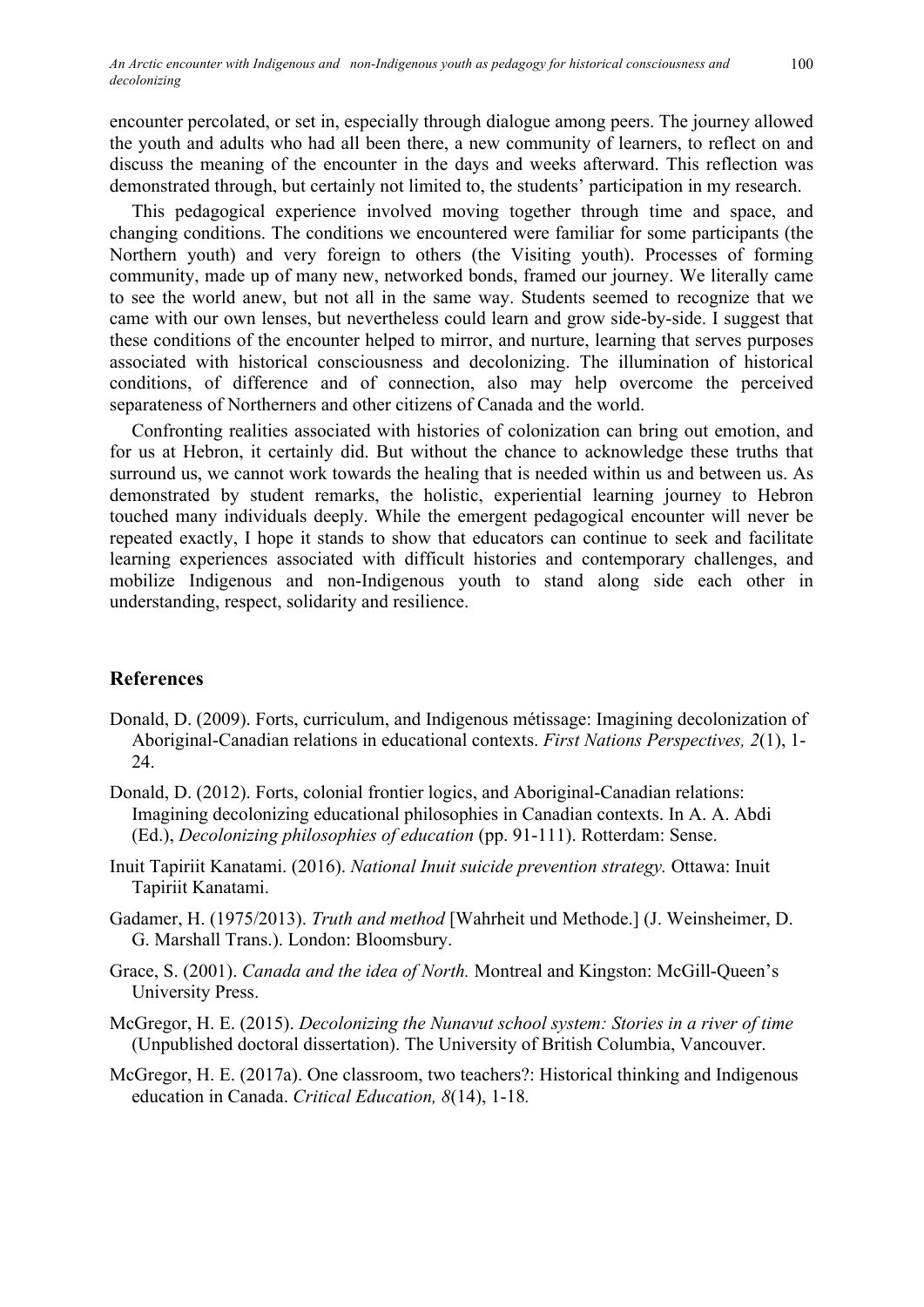encounter percolated, or set in, especially through dialogue among peers. The journey allowed the youth and adults who had all been there, a new community of learners, to reflect on and discuss the meaning of the encounter in the days and weeks afterward. This reflection was demonstrated through, but certainly not limited to, the students' participation in my research.

This pedagogical experience involved moving together through time and space, and changing conditions. The conditions we encountered were familiar for some participants (the Northern youth) and very foreign to others (the Visiting youth). Processes of forming community, made up of many new, networked bonds, framed our journey. We literally came to see the world anew, but not all in the same way. Students seemed to recognize that we came with our own lenses, but nevertheless could learn and grow side-by-side. I suggest that these conditions of the encounter helped to mirror, and nurture, learning that serves purposes associated with historical consciousness and decolonizing. The illumination of historical conditions, of difference and of connection, also may help overcome the perceived separateness of Northerners and other citizens of Canada and the world.

Confronting realities associated with histories of colonization can bring out emotion, and for us at Hebron, it certainly did. But without the chance to acknowledge these truths that surround us, we cannot work towards the healing that is needed within us and between us. As demonstrated by student remarks, the holistic, experiential learning journey to Hebron touched many individuals deeply. While the emergent pedagogical encounter will never be repeated exactly, I hope it stands to show that educators can continue to seek and facilitate learning experiences associated with difficult histories and contemporary challenges, and mobilize Indigenous and non-Indigenous youth to stand along side each other in understanding, respect, solidarity and resilience.

## References

Donald, D. (2009). Forts, curriculum, and Indigenous métissage: Imagining decolonization of Aboriginal-Canadian relations in educational contexts. *First Nations Perspectives, 2*(1), 1-24.

Donald, D. (2012). Forts, colonial frontier logics, and Aboriginal-Canadian relations: Imagining decolonizing educational philosophies in Canadian contexts. In A. A. Abdi (Ed.), *Decolonizing philosophies of education* (pp. 91-111). Rotterdam: Sense.

Inuit Tapiriit Kanatami. (2016). *National Inuit suicide prevention strategy.* Ottawa: Inuit Tapiriit Kanatami.

Gadamer, H. (1975/2013). *Truth and method* [Wahrheit und Methode.] (J. Weinsheimer, D. G. Marshall Trans.). London: Bloomsbury.

Grace, S. (2001). *Canada and the idea of North.* Montreal and Kingston: McGill-Queen's University Press.

McGregor, H. E. (2015). *Decolonizing the Nunavut school system: Stories in a river of time* (Unpublished doctoral dissertation). The University of British Columbia, Vancouver.

McGregor, H. E. (2017a). One classroom, two teachers?: Historical thinking and Indigenous education in Canada. *Critical Education, 8*(14), 1-18.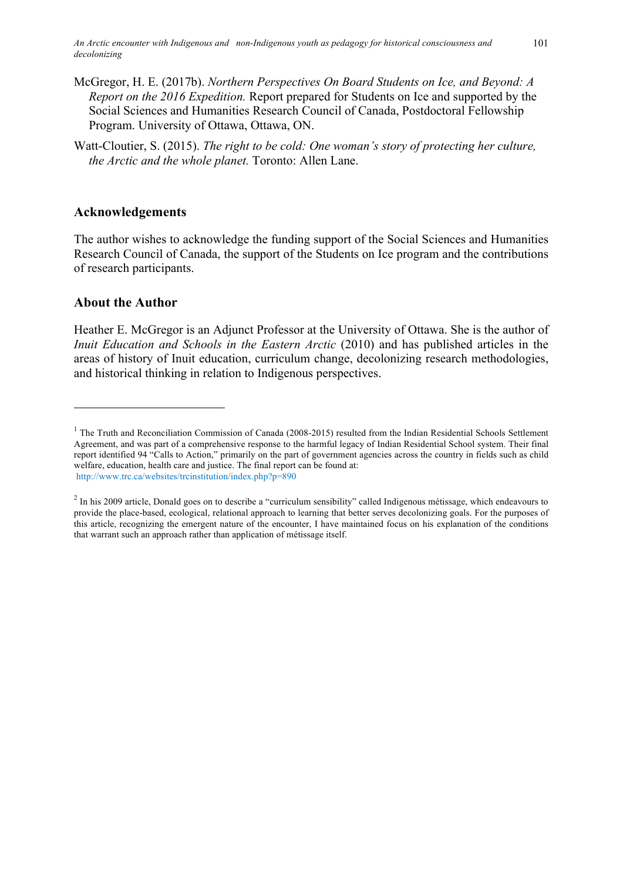McGregor, H. E. (2017b). *Northern Perspectives On Board Students on Ice, and Beyond: A Report on the 2016 Expedition.* Report prepared for Students on Ice and supported by the Social Sciences and Humanities Research Council of Canada, Postdoctoral Fellowship Program. University of Ottawa, Ottawa, ON.

Watt-Cloutier, S. (2015). *The right to be cold: One woman's story of protecting her culture, the Arctic and the whole planet.* Toronto: Allen Lane.

## Acknowledgements

The author wishes to acknowledge the funding support of the Social Sciences and Humanities Research Council of Canada, the support of the Students on Ice program and the contributions of research participants.

## About the Author

Heather E. McGregor is an Adjunct Professor at the University of Ottawa. She is the author of *Inuit Education and Schools in the Eastern Arctic* (2010) and has published articles in the areas of history of Inuit education, curriculum change, decolonizing research methodologies, and historical thinking in relation to Indigenous perspectives.

---

[1] The Truth and Reconciliation Commission of Canada (2008-2015) resulted from the Indian Residential Schools Settlement Agreement, and was part of a comprehensive response to the harmful legacy of Indian Residential School system. Their final report identified 94 "Calls to Action," primarily on the part of government agencies across the country in fields such as child welfare, education, health care and justice. The final report can be found at: http://www.trc.ca/websites/trcinstitution/index.php?p=890

[2] In his 2009 article, Donald goes on to describe a "curriculum sensibility" called Indigenous métissage, which endeavours to provide the place-based, ecological, relational approach to learning that better serves decolonizing goals. For the purposes of this article, recognizing the emergent nature of the encounter, I have maintained focus on his explanation of the conditions that warrant such an approach rather than application of métissage itself.